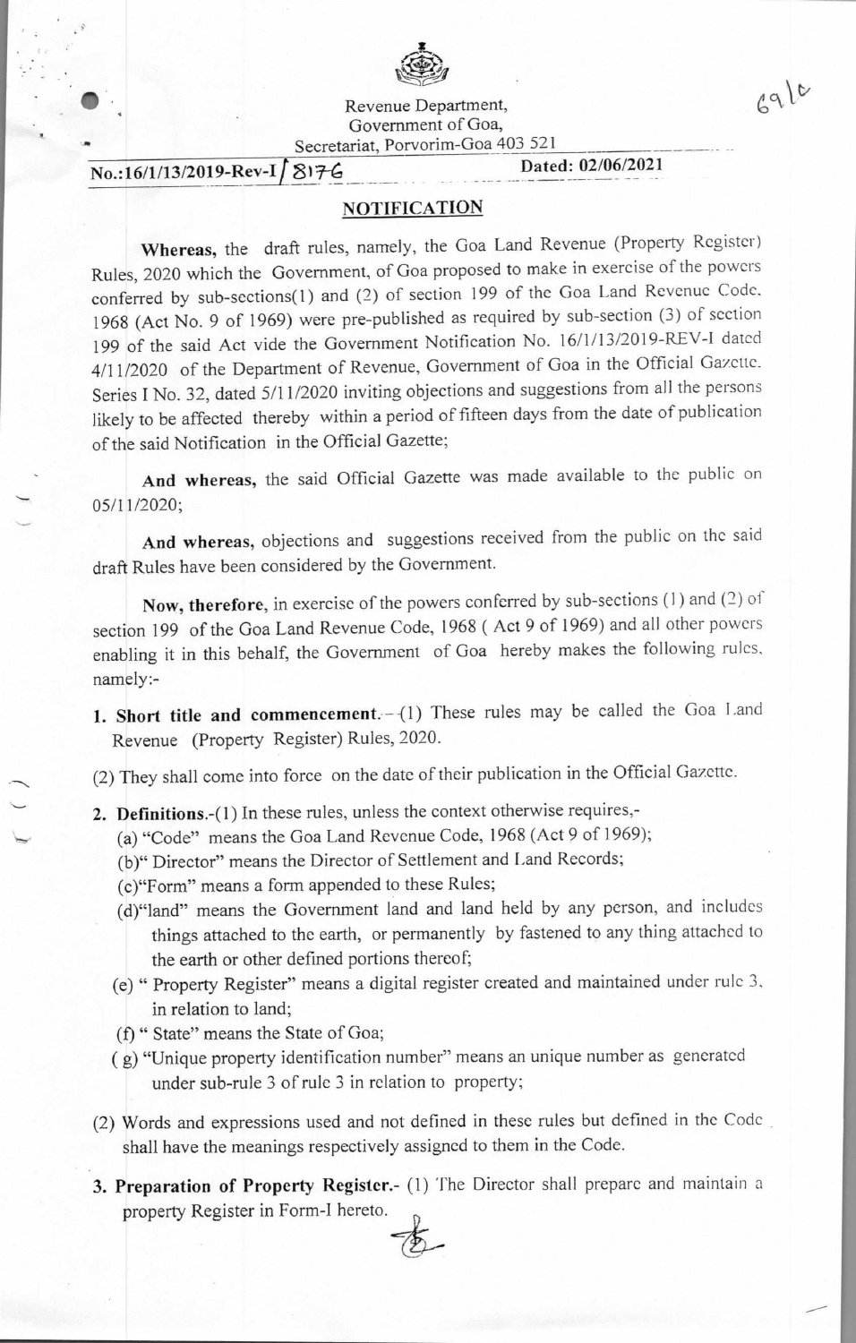Revenue Department,
Government of Goa,
Secretariat, Porvorim-Goa 403 521

**No.:16/1/13/2019-Rev-I/8176** **Dated: 02/06/2021**

## NOTIFICATION

**Whereas,** the draft rules, namely, the Goa Land Revenue (Property Register) Rules, 2020 which the Government, of Goa proposed to make in exercise of the powers conferred by sub-sections(1) and (2) of section 199 of the Goa Land Revenue Code, 1968 (Act No. 9 of 1969) were pre-published as required by sub-section (3) of section 199 of the said Act vide the Government Notification No. 16/1/13/2019-REV-I dated 4/11/2020 of the Department of Revenue, Government of Goa in the Official Gazette. Series I No. 32, dated 5/11/2020 inviting objections and suggestions from all the persons likely to be affected thereby within a period of fifteen days from the date of publication of the said Notification in the Official Gazette;

**And whereas,** the said Official Gazette was made available to the public on 05/11/2020;

**And whereas,** objections and suggestions received from the public on the said draft Rules have been considered by the Government.

**Now, therefore,** in exercise of the powers conferred by sub-sections (1) and (2) of section 199 of the Goa Land Revenue Code, 1968 ( Act 9 of 1969) and all other powers enabling it in this behalf, the Government of Goa hereby makes the following rules, namely:-

**1. Short title and commencement.**—(1) These rules may be called the Goa Land Revenue (Property Register) Rules, 2020.

(2) They shall come into force on the date of their publication in the Official Gazette.

**2. Definitions.**-(1) In these rules, unless the context otherwise requires,-

(a) "Code" means the Goa Land Revenue Code, 1968 (Act 9 of 1969);

(b)" Director" means the Director of Settlement and Land Records;

(c)"Form" means a form appended to these Rules;

(d)"land" means the Government land and land held by any person, and includes things attached to the earth, or permanently by fastened to any thing attached to the earth or other defined portions thereof;

(e) " Property Register" means a digital register created and maintained under rule 3, in relation to land;

(f) " State" means the State of Goa;

( g) "Unique property identification number" means an unique number as generated under sub-rule 3 of rule 3 in relation to property;

(2) Words and expressions used and not defined in these rules but defined in the Code shall have the meanings respectively assigned to them in the Code.

**3. Preparation of Property Register.**- (1) The Director shall prepare and maintain a property Register in Form-I hereto.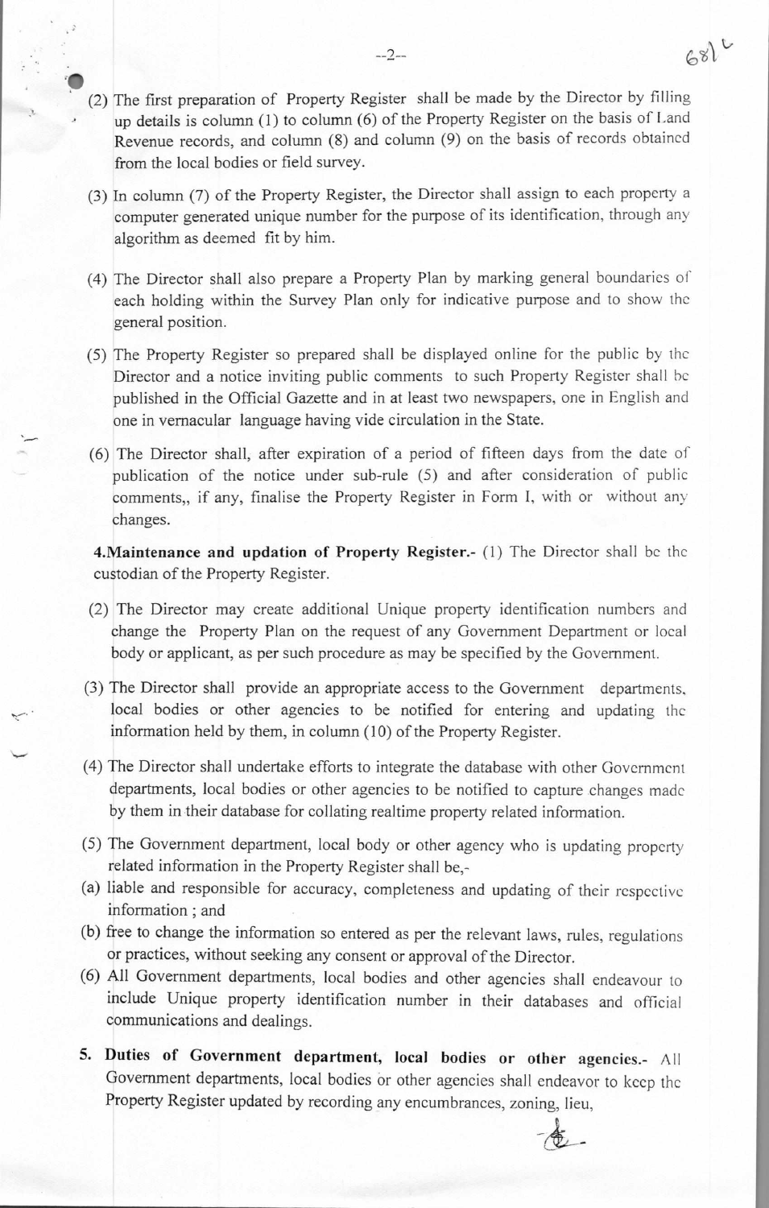(2) The first preparation of Property Register shall be made by the Director by filling up details is column (1) to column (6) of the Property Register on the basis of Land Revenue records, and column (8) and column (9) on the basis of records obtained from the local bodies or field survey.

(3) In column (7) of the Property Register, the Director shall assign to each property a computer generated unique number for the purpose of its identification, through any algorithm as deemed fit by him.

(4) The Director shall also prepare a Property Plan by marking general boundaries of each holding within the Survey Plan only for indicative purpose and to show the general position.

(5) The Property Register so prepared shall be displayed online for the public by the Director and a notice inviting public comments to such Property Register shall be published in the Official Gazette and in at least two newspapers, one in English and one in vernacular language having vide circulation in the State.

(6) The Director shall, after expiration of a period of fifteen days from the date of publication of the notice under sub-rule (5) and after consideration of public comments,, if any, finalise the Property Register in Form I, with or without any changes.

**4.Maintenance and updation of Property Register.-** (1) The Director shall be the custodian of the Property Register.

(2) The Director may create additional Unique property identification numbers and change the Property Plan on the request of any Government Department or local body or applicant, as per such procedure as may be specified by the Government.

(3) The Director shall provide an appropriate access to the Government departments, local bodies or other agencies to be notified for entering and updating the information held by them, in column (10) of the Property Register.

(4) The Director shall undertake efforts to integrate the database with other Government departments, local bodies or other agencies to be notified to capture changes made by them in their database for collating realtime property related information.

(5) The Government department, local body or other agency who is updating property related information in the Property Register shall be,-

(a) liable and responsible for accuracy, completeness and updating of their respective information ; and

(b) free to change the information so entered as per the relevant laws, rules, regulations or practices, without seeking any consent or approval of the Director.

(6) All Government departments, local bodies and other agencies shall endeavour to include Unique property identification number in their databases and official communications and dealings.

**5. Duties of Government department, local bodies or other agencies.-** All Government departments, local bodies or other agencies shall endeavor to keep the Property Register updated by recording any encumbrances, zoning, lieu,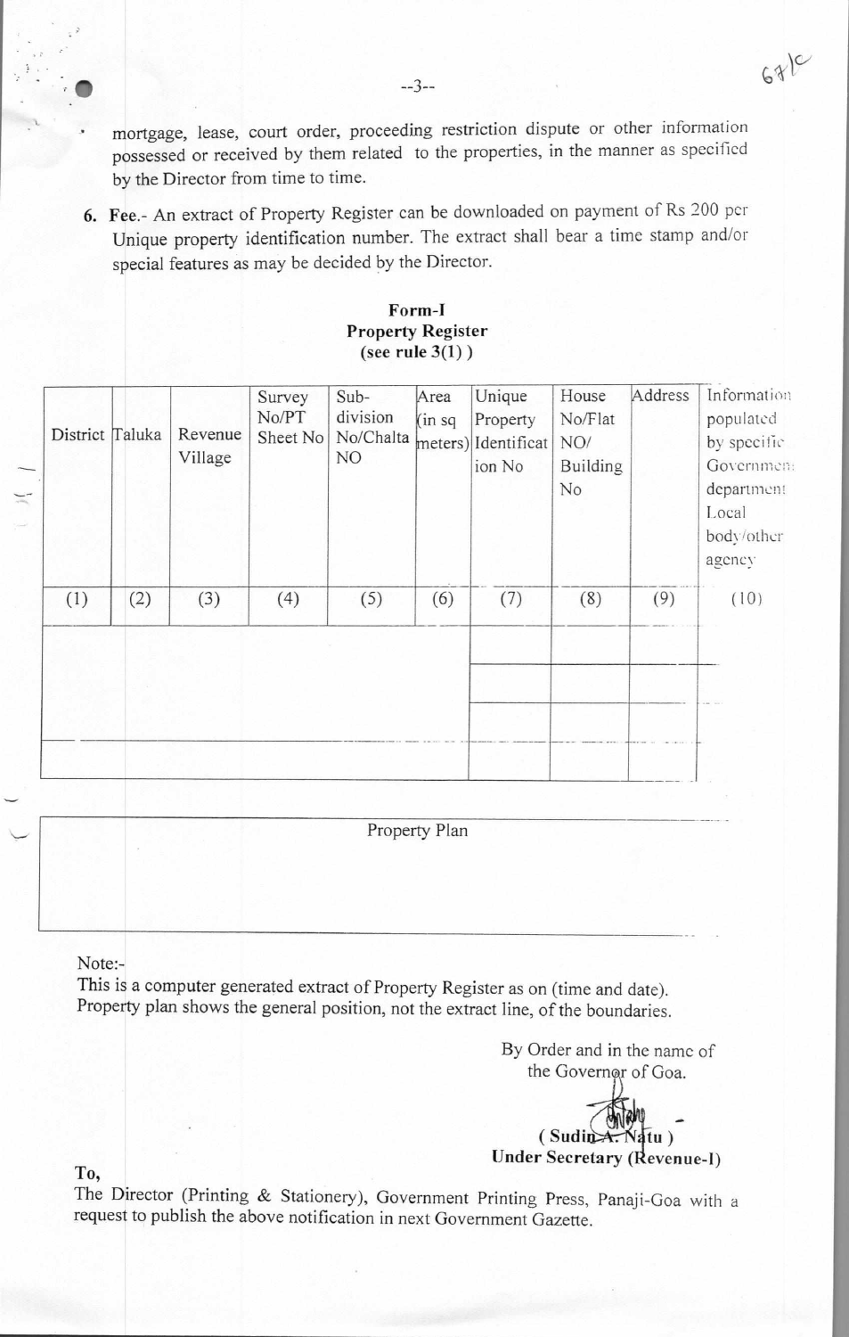mortgage, lease, court order, proceeding restriction dispute or other information possessed or received by them related to the properties, in the manner as specified by the Director from time to time.

6. **Fee.**- An extract of Property Register can be downloaded on payment of Rs 200 per Unique property identification number. The extract shall bear a time stamp and/or special features as may be decided by the Director.

**Form-I**
**Property Register**
**(see rule 3(1) )**

| District | Taluka | Revenue Village | Survey No/PT Sheet No | Sub-division No/Chalta NO | Area (in sq meters) | Unique Property Identification No | House No/Flat NO/ Building No | Address | Information populated by specific Government department/ Local body/other agency |
|---|---|---|---|---|---|---|---|---|---|
| (1) | (2) | (3) | (4) | (5) | (6) | (7) | (8) | (9) | (10) |
| | | | | | | | | | |
| | | | | | | | | | |
| | | | | | | | | | |
| | | | | | | | | | |

| Property Plan |
|---|
| |

Note:-
This is a computer generated extract of Property Register as on (time and date).
Property plan shows the general position, not the extract line, of the boundaries.

By Order and in the name of
the Governor of Goa.

**( Sudin A. Natu )**
**Under Secretary (Revenue-I)**

**To,**
The Director (Printing & Stationery), Government Printing Press, Panaji-Goa with a request to publish the above notification in next Government Gazette.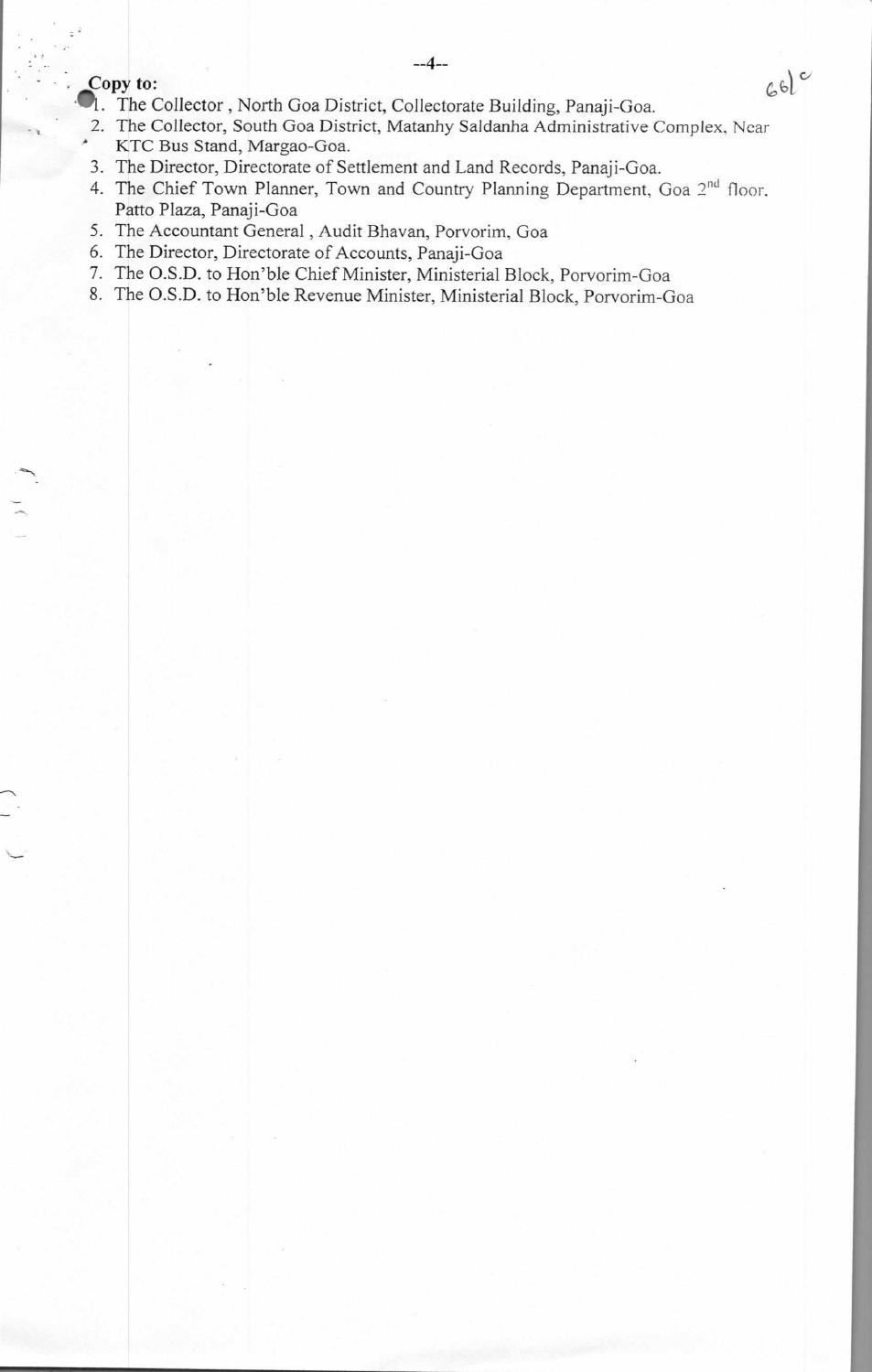**Copy to:**

1. The Collector , North Goa District, Collectorate Building, Panaji-Goa.
2. The Collector, South Goa District, Matanhy Saldanha Administrative Complex, Near KTC Bus Stand, Margao-Goa.
3. The Director, Directorate of Settlement and Land Records, Panaji-Goa.
4. The Chief Town Planner, Town and Country Planning Department, Goa 2nd floor. Patto Plaza, Panaji-Goa
5. The Accountant General , Audit Bhavan, Porvorim, Goa
6. The Director, Directorate of Accounts, Panaji-Goa
7. The O.S.D. to Hon'ble Chief Minister, Ministerial Block, Porvorim-Goa
8. The O.S.D. to Hon'ble Revenue Minister, Ministerial Block, Porvorim-Goa